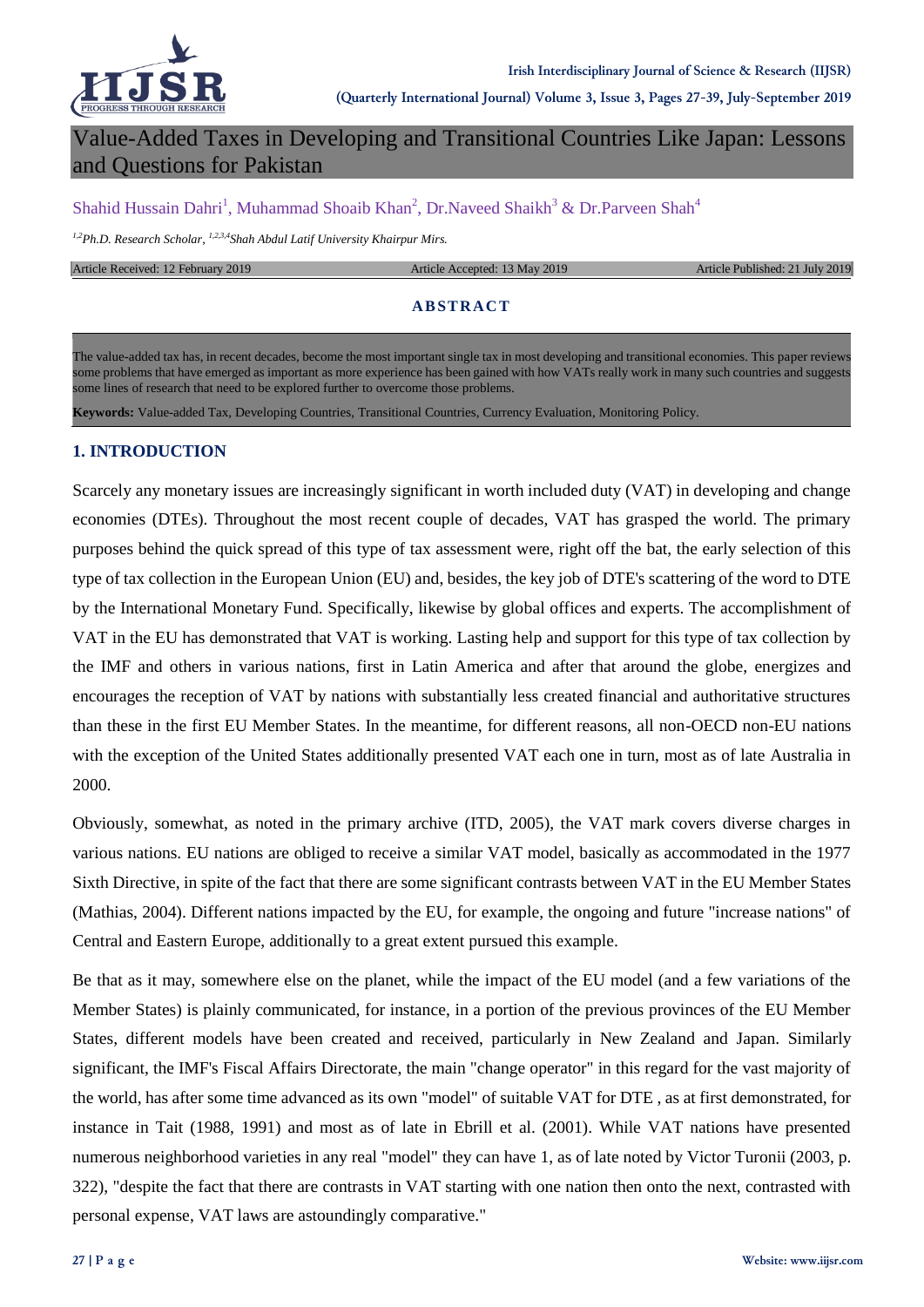# Value-Added Taxes in Developing and Transitional Countries Like Japan: Lessons and Questions for Pakistan

Shahid Hussain Dahri[1], Muhammad Shoaib Khan[2], Dr.Naveed Shaikh[3] & Dr.Parveen Shah[4]

*[1,2]Ph.D. Research Scholar, [1,2,3,4]Shah Abdul Latif University Khairpur Mirs.*

Article Received: 12 February 2019 | Article Accepted: 13 May 2019 | Article Published: 21 July 2019

## ABSTRACT

The value-added tax has, in recent decades, become the most important single tax in most developing and transitional economies. This paper reviews some problems that have emerged as important as more experience has been gained with how VATs really work in many such countries and suggests some lines of research that need to be explored further to overcome those problems.

**Keywords:** Value-added Tax, Developing Countries, Transitional Countries, Currency Evaluation, Monitoring Policy.

## 1. INTRODUCTION

Scarcely any monetary issues are increasingly significant in worth included duty (VAT) in developing and change economies (DTEs). Throughout the most recent couple of decades, VAT has grasped the world. The primary purposes behind the quick spread of this type of tax assessment were, right off the bat, the early selection of this type of tax collection in the European Union (EU) and, besides, the key job of DTE's scattering of the word to DTE by the International Monetary Fund. Specifically, likewise by global offices and experts. The accomplishment of VAT in the EU has demonstrated that VAT is working. Lasting help and support for this type of tax collection by the IMF and others in various nations, first in Latin America and after that around the globe, energizes and encourages the reception of VAT by nations with substantially less created financial and authoritative structures than these in the first EU Member States. In the meantime, for different reasons, all non-OECD non-EU nations with the exception of the United States additionally presented VAT each one in turn, most as of late Australia in 2000.

Obviously, somewhat, as noted in the primary archive (ITD, 2005), the VAT mark covers diverse charges in various nations. EU nations are obliged to receive a similar VAT model, basically as accommodated in the 1977 Sixth Directive, in spite of the fact that there are some significant contrasts between VAT in the EU Member States (Mathias, 2004). Different nations impacted by the EU, for example, the ongoing and future "increase nations" of Central and Eastern Europe, additionally to a great extent pursued this example.

Be that as it may, somewhere else on the planet, while the impact of the EU model (and a few variations of the Member States) is plainly communicated, for instance, in a portion of the previous provinces of the EU Member States, different models have been created and received, particularly in New Zealand and Japan. Similarly significant, the IMF's Fiscal Affairs Directorate, the main "change operator" in this regard for the vast majority of the world, has after some time advanced as its own "model" of suitable VAT for DTE , as at first demonstrated, for instance in Tait (1988, 1991) and most as of late in Ebrill et al. (2001). While VAT nations have presented numerous neighborhood varieties in any real "model" they can have 1, as of late noted by Victor Turonii (2003, p. 322), "despite the fact that there are contrasts in VAT starting with one nation then onto the next, contrasted with personal expense, VAT laws are astoundingly comparative."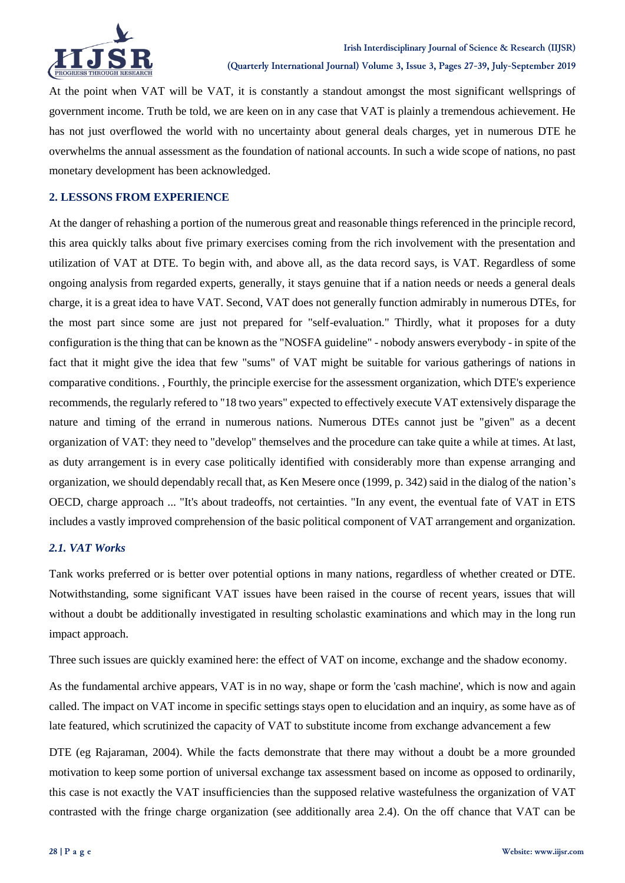At the point when VAT will be VAT, it is constantly a standout amongst the most significant wellsprings of government income. Truth be told, we are keen on in any case that VAT is plainly a tremendous achievement. He has not just overflowed the world with no uncertainty about general deals charges, yet in numerous DTE he overwhelms the annual assessment as the foundation of national accounts. In such a wide scope of nations, no past monetary development has been acknowledged.

## 2. LESSONS FROM EXPERIENCE

At the danger of rehashing a portion of the numerous great and reasonable things referenced in the principle record, this area quickly talks about five primary exercises coming from the rich involvement with the presentation and utilization of VAT at DTE. To begin with, and above all, as the data record says, is VAT. Regardless of some ongoing analysis from regarded experts, generally, it stays genuine that if a nation needs or needs a general deals charge, it is a great idea to have VAT. Second, VAT does not generally function admirably in numerous DTEs, for the most part since some are just not prepared for "self-evaluation." Thirdly, what it proposes for a duty configuration is the thing that can be known as the "NOSFA guideline" - nobody answers everybody - in spite of the fact that it might give the idea that few "sums" of VAT might be suitable for various gatherings of nations in comparative conditions. , Fourthly, the principle exercise for the assessment organization, which DTE's experience recommends, the regularly refered to "18 two years" expected to effectively execute VAT extensively disparage the nature and timing of the errand in numerous nations. Numerous DTEs cannot just be "given" as a decent organization of VAT: they need to "develop" themselves and the procedure can take quite a while at times. At last, as duty arrangement is in every case politically identified with considerably more than expense arranging and organization, we should dependably recall that, as Ken Mesere once (1999, p. 342) said in the dialog of the nation's OECD, charge approach ... "It's about tradeoffs, not certainties. "In any event, the eventual fate of VAT in ETS includes a vastly improved comprehension of the basic political component of VAT arrangement and organization.

### *2.1. VAT Works*

Tank works preferred or is better over potential options in many nations, regardless of whether created or DTE. Notwithstanding, some significant VAT issues have been raised in the course of recent years, issues that will without a doubt be additionally investigated in resulting scholastic examinations and which may in the long run impact approach.

Three such issues are quickly examined here: the effect of VAT on income, exchange and the shadow economy.

As the fundamental archive appears, VAT is in no way, shape or form the 'cash machine', which is now and again called. The impact on VAT income in specific settings stays open to elucidation and an inquiry, as some have as of late featured, which scrutinized the capacity of VAT to substitute income from exchange advancement a few

DTE (eg Rajaraman, 2004). While the facts demonstrate that there may without a doubt be a more grounded motivation to keep some portion of universal exchange tax assessment based on income as opposed to ordinarily, this case is not exactly the VAT insufficiencies than the supposed relative wastefulness the organization of VAT contrasted with the fringe charge organization (see additionally area 2.4). On the off chance that VAT can be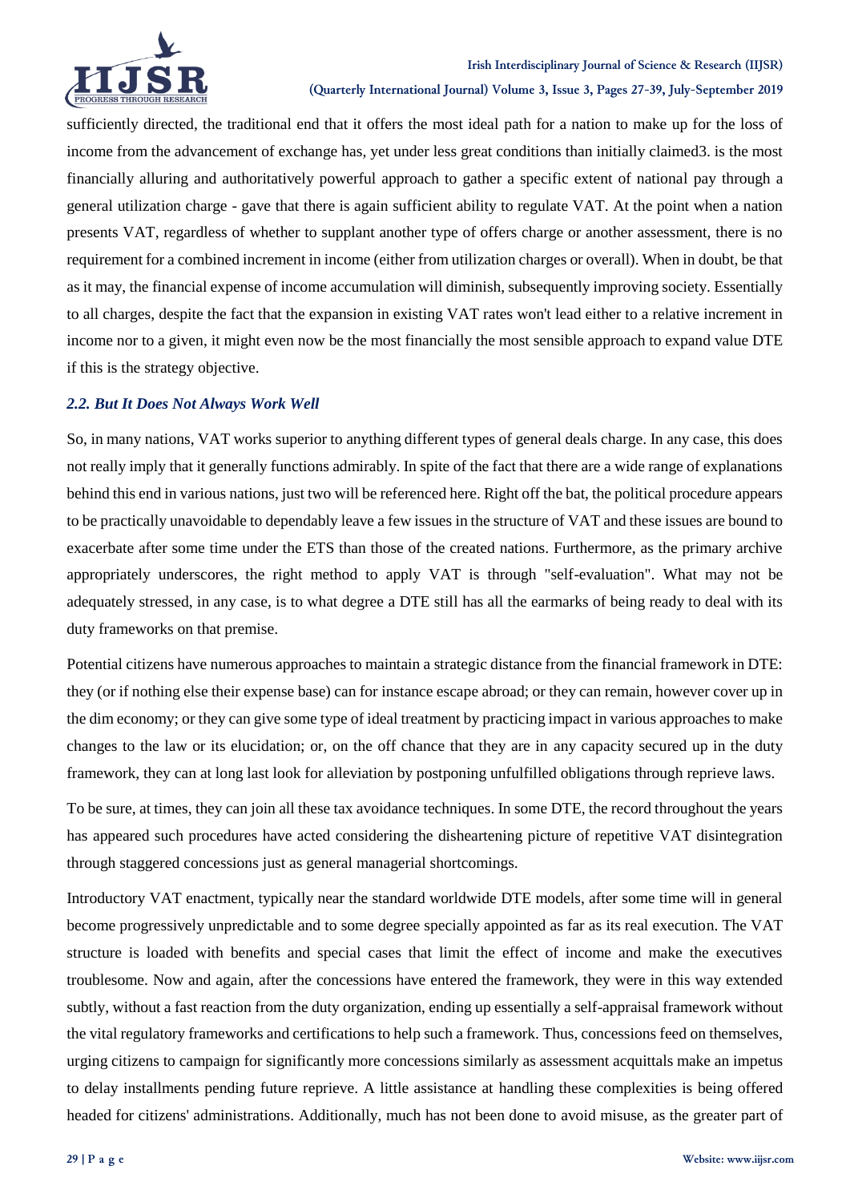sufficiently directed, the traditional end that it offers the most ideal path for a nation to make up for the loss of income from the advancement of exchange has, yet under less great conditions than initially claimed3. is the most financially alluring and authoritatively powerful approach to gather a specific extent of national pay through a general utilization charge - gave that there is again sufficient ability to regulate VAT. At the point when a nation presents VAT, regardless of whether to supplant another type of offers charge or another assessment, there is no requirement for a combined increment in income (either from utilization charges or overall). When in doubt, be that as it may, the financial expense of income accumulation will diminish, subsequently improving society. Essentially to all charges, despite the fact that the expansion in existing VAT rates won't lead either to a relative increment in income nor to a given, it might even now be the most financially the most sensible approach to expand value DTE if this is the strategy objective.

### *2.2. But It Does Not Always Work Well*

So, in many nations, VAT works superior to anything different types of general deals charge. In any case, this does not really imply that it generally functions admirably. In spite of the fact that there are a wide range of explanations behind this end in various nations, just two will be referenced here. Right off the bat, the political procedure appears to be practically unavoidable to dependably leave a few issues in the structure of VAT and these issues are bound to exacerbate after some time under the ETS than those of the created nations. Furthermore, as the primary archive appropriately underscores, the right method to apply VAT is through "self-evaluation". What may not be adequately stressed, in any case, is to what degree a DTE still has all the earmarks of being ready to deal with its duty frameworks on that premise.

Potential citizens have numerous approaches to maintain a strategic distance from the financial framework in DTE: they (or if nothing else their expense base) can for instance escape abroad; or they can remain, however cover up in the dim economy; or they can give some type of ideal treatment by practicing impact in various approaches to make changes to the law or its elucidation; or, on the off chance that they are in any capacity secured up in the duty framework, they can at long last look for alleviation by postponing unfulfilled obligations through reprieve laws.

To be sure, at times, they can join all these tax avoidance techniques. In some DTE, the record throughout the years has appeared such procedures have acted considering the disheartening picture of repetitive VAT disintegration through staggered concessions just as general managerial shortcomings.

Introductory VAT enactment, typically near the standard worldwide DTE models, after some time will in general become progressively unpredictable and to some degree specially appointed as far as its real execution. The VAT structure is loaded with benefits and special cases that limit the effect of income and make the executives troublesome. Now and again, after the concessions have entered the framework, they were in this way extended subtly, without a fast reaction from the duty organization, ending up essentially a self-appraisal framework without the vital regulatory frameworks and certifications to help such a framework. Thus, concessions feed on themselves, urging citizens to campaign for significantly more concessions similarly as assessment acquittals make an impetus to delay installments pending future reprieve. A little assistance at handling these complexities is being offered headed for citizens' administrations. Additionally, much has not been done to avoid misuse, as the greater part of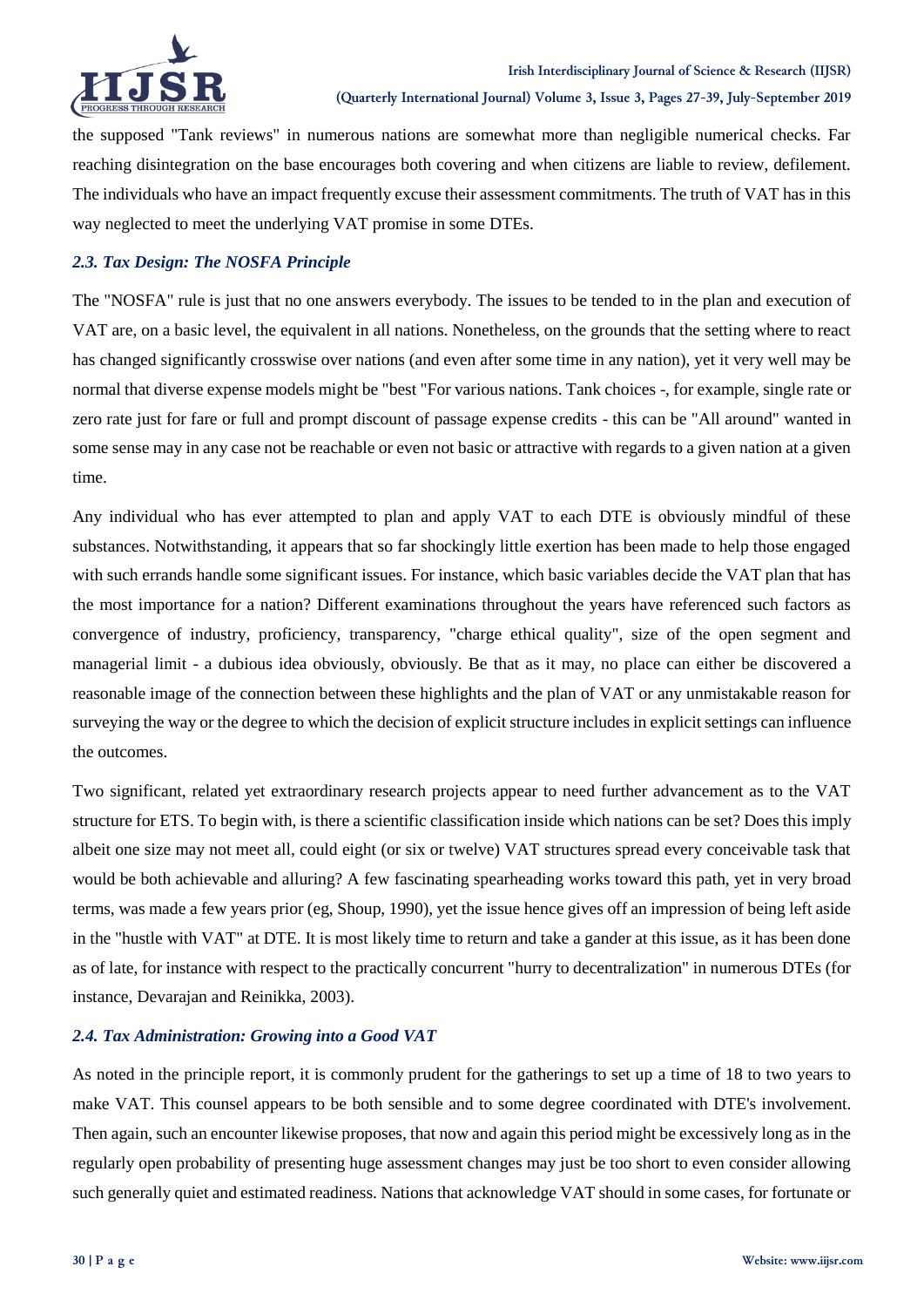the supposed "Tank reviews" in numerous nations are somewhat more than negligible numerical checks. Far reaching disintegration on the base encourages both covering and when citizens are liable to review, defilement. The individuals who have an impact frequently excuse their assessment commitments. The truth of VAT has in this way neglected to meet the underlying VAT promise in some DTEs.

### *2.3. Tax Design: The NOSFA Principle*

The "NOSFA" rule is just that no one answers everybody. The issues to be tended to in the plan and execution of VAT are, on a basic level, the equivalent in all nations. Nonetheless, on the grounds that the setting where to react has changed significantly crosswise over nations (and even after some time in any nation), yet it very well may be normal that diverse expense models might be "best "For various nations. Tank choices -, for example, single rate or zero rate just for fare or full and prompt discount of passage expense credits - this can be "All around" wanted in some sense may in any case not be reachable or even not basic or attractive with regards to a given nation at a given time.

Any individual who has ever attempted to plan and apply VAT to each DTE is obviously mindful of these substances. Notwithstanding, it appears that so far shockingly little exertion has been made to help those engaged with such errands handle some significant issues. For instance, which basic variables decide the VAT plan that has the most importance for a nation? Different examinations throughout the years have referenced such factors as convergence of industry, proficiency, transparency, "charge ethical quality", size of the open segment and managerial limit - a dubious idea obviously, obviously. Be that as it may, no place can either be discovered a reasonable image of the connection between these highlights and the plan of VAT or any unmistakable reason for surveying the way or the degree to which the decision of explicit structure includes in explicit settings can influence the outcomes.

Two significant, related yet extraordinary research projects appear to need further advancement as to the VAT structure for ETS. To begin with, is there a scientific classification inside which nations can be set? Does this imply albeit one size may not meet all, could eight (or six or twelve) VAT structures spread every conceivable task that would be both achievable and alluring? A few fascinating spearheading works toward this path, yet in very broad terms, was made a few years prior (eg, Shoup, 1990), yet the issue hence gives off an impression of being left aside in the "hustle with VAT" at DTE. It is most likely time to return and take a gander at this issue, as it has been done as of late, for instance with respect to the practically concurrent "hurry to decentralization" in numerous DTEs (for instance, Devarajan and Reinikka, 2003).

### *2.4. Tax Administration: Growing into a Good VAT*

As noted in the principle report, it is commonly prudent for the gatherings to set up a time of 18 to two years to make VAT. This counsel appears to be both sensible and to some degree coordinated with DTE's involvement. Then again, such an encounter likewise proposes, that now and again this period might be excessively long as in the regularly open probability of presenting huge assessment changes may just be too short to even consider allowing such generally quiet and estimated readiness. Nations that acknowledge VAT should in some cases, for fortunate or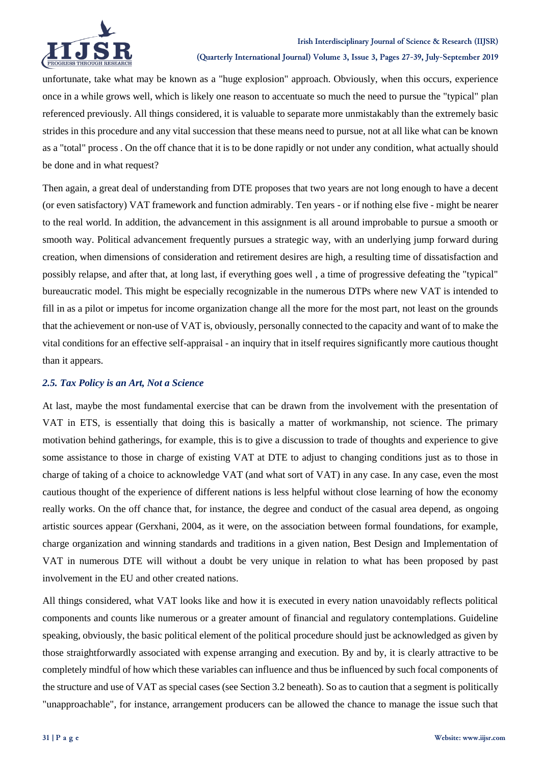unfortunate, take what may be known as a "huge explosion" approach. Obviously, when this occurs, experience once in a while grows well, which is likely one reason to accentuate so much the need to pursue the "typical" plan referenced previously. All things considered, it is valuable to separate more unmistakably than the extremely basic strides in this procedure and any vital succession that these means need to pursue, not at all like what can be known as a "total" process . On the off chance that it is to be done rapidly or not under any condition, what actually should be done and in what request?

Then again, a great deal of understanding from DTE proposes that two years are not long enough to have a decent (or even satisfactory) VAT framework and function admirably. Ten years - or if nothing else five - might be nearer to the real world. In addition, the advancement in this assignment is all around improbable to pursue a smooth or smooth way. Political advancement frequently pursues a strategic way, with an underlying jump forward during creation, when dimensions of consideration and retirement desires are high, a resulting time of dissatisfaction and possibly relapse, and after that, at long last, if everything goes well , a time of progressive defeating the "typical" bureaucratic model. This might be especially recognizable in the numerous DTPs where new VAT is intended to fill in as a pilot or impetus for income organization change all the more for the most part, not least on the grounds that the achievement or non-use of VAT is, obviously, personally connected to the capacity and want of to make the vital conditions for an effective self-appraisal - an inquiry that in itself requires significantly more cautious thought than it appears.

### *2.5. Tax Policy is an Art, Not a Science*

At last, maybe the most fundamental exercise that can be drawn from the involvement with the presentation of VAT in ETS, is essentially that doing this is basically a matter of workmanship, not science. The primary motivation behind gatherings, for example, this is to give a discussion to trade of thoughts and experience to give some assistance to those in charge of existing VAT at DTE to adjust to changing conditions just as to those in charge of taking of a choice to acknowledge VAT (and what sort of VAT) in any case. In any case, even the most cautious thought of the experience of different nations is less helpful without close learning of how the economy really works. On the off chance that, for instance, the degree and conduct of the casual area depend, as ongoing artistic sources appear (Gerxhani, 2004, as it were, on the association between formal foundations, for example, charge organization and winning standards and traditions in a given nation, Best Design and Implementation of VAT in numerous DTE will without a doubt be very unique in relation to what has been proposed by past involvement in the EU and other created nations.

All things considered, what VAT looks like and how it is executed in every nation unavoidably reflects political components and counts like numerous or a greater amount of financial and regulatory contemplations. Guideline speaking, obviously, the basic political element of the political procedure should just be acknowledged as given by those straightforwardly associated with expense arranging and execution. By and by, it is clearly attractive to be completely mindful of how which these variables can influence and thus be influenced by such focal components of the structure and use of VAT as special cases (see Section 3.2 beneath). So as to caution that a segment is politically "unapproachable", for instance, arrangement producers can be allowed the chance to manage the issue such that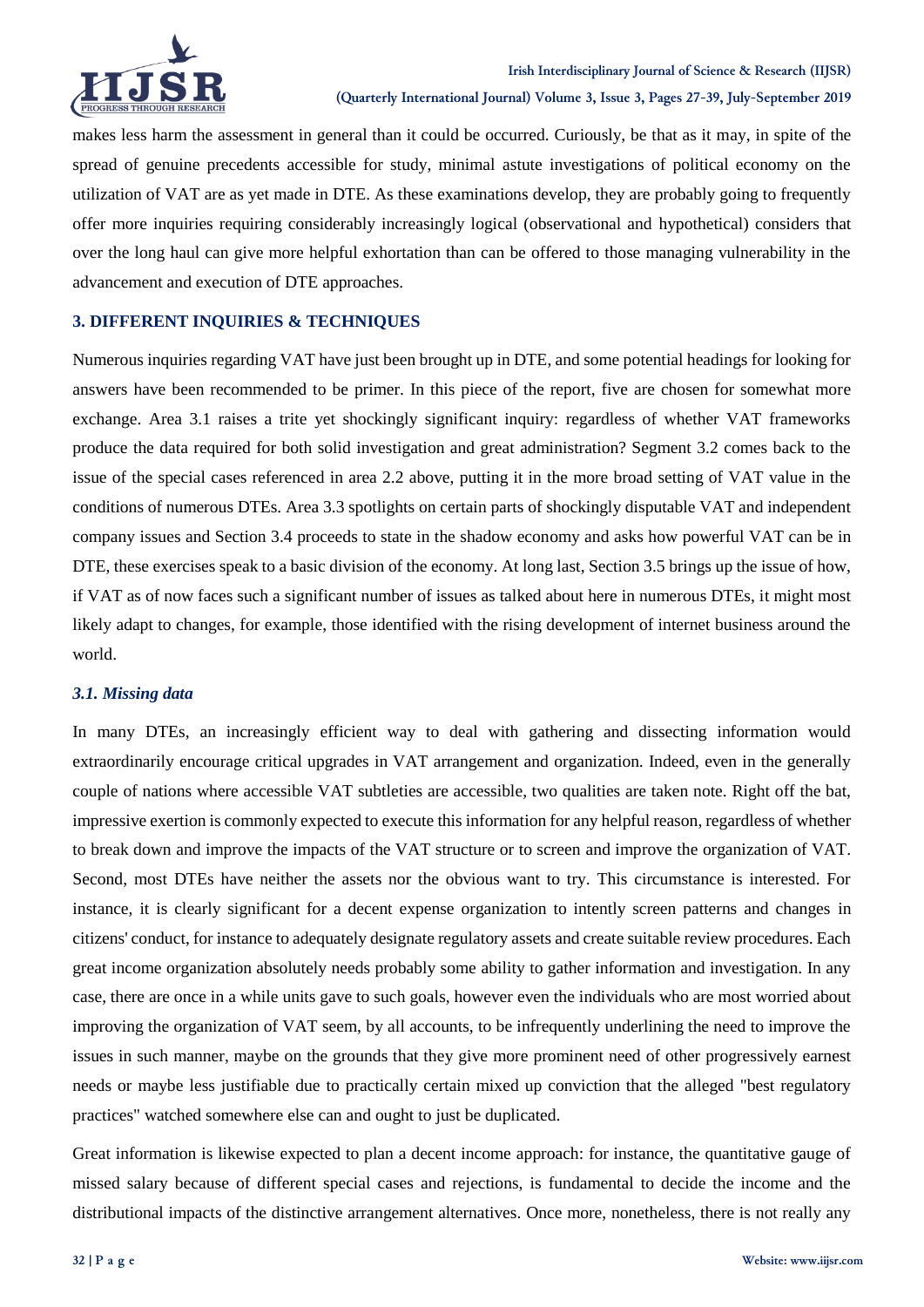makes less harm the assessment in general than it could be occurred. Curiously, be that as it may, in spite of the spread of genuine precedents accessible for study, minimal astute investigations of political economy on the utilization of VAT are as yet made in DTE. As these examinations develop, they are probably going to frequently offer more inquiries requiring considerably increasingly logical (observational and hypothetical) considers that over the long haul can give more helpful exhortation than can be offered to those managing vulnerability in the advancement and execution of DTE approaches.

## 3. DIFFERENT INQUIRIES & TECHNIQUES

Numerous inquiries regarding VAT have just been brought up in DTE, and some potential headings for looking for answers have been recommended to be primer. In this piece of the report, five are chosen for somewhat more exchange. Area 3.1 raises a trite yet shockingly significant inquiry: regardless of whether VAT frameworks produce the data required for both solid investigation and great administration? Segment 3.2 comes back to the issue of the special cases referenced in area 2.2 above, putting it in the more broad setting of VAT value in the conditions of numerous DTEs. Area 3.3 spotlights on certain parts of shockingly disputable VAT and independent company issues and Section 3.4 proceeds to state in the shadow economy and asks how powerful VAT can be in DTE, these exercises speak to a basic division of the economy. At long last, Section 3.5 brings up the issue of how, if VAT as of now faces such a significant number of issues as talked about here in numerous DTEs, it might most likely adapt to changes, for example, those identified with the rising development of internet business around the world.

### *3.1. Missing data*

In many DTEs, an increasingly efficient way to deal with gathering and dissecting information would extraordinarily encourage critical upgrades in VAT arrangement and organization. Indeed, even in the generally couple of nations where accessible VAT subtleties are accessible, two qualities are taken note. Right off the bat, impressive exertion is commonly expected to execute this information for any helpful reason, regardless of whether to break down and improve the impacts of the VAT structure or to screen and improve the organization of VAT. Second, most DTEs have neither the assets nor the obvious want to try. This circumstance is interested. For instance, it is clearly significant for a decent expense organization to intently screen patterns and changes in citizens' conduct, for instance to adequately designate regulatory assets and create suitable review procedures. Each great income organization absolutely needs probably some ability to gather information and investigation. In any case, there are once in a while units gave to such goals, however even the individuals who are most worried about improving the organization of VAT seem, by all accounts, to be infrequently underlining the need to improve the issues in such manner, maybe on the grounds that they give more prominent need of other progressively earnest needs or maybe less justifiable due to practically certain mixed up conviction that the alleged "best regulatory practices" watched somewhere else can and ought to just be duplicated.

Great information is likewise expected to plan a decent income approach: for instance, the quantitative gauge of missed salary because of different special cases and rejections, is fundamental to decide the income and the distributional impacts of the distinctive arrangement alternatives. Once more, nonetheless, there is not really any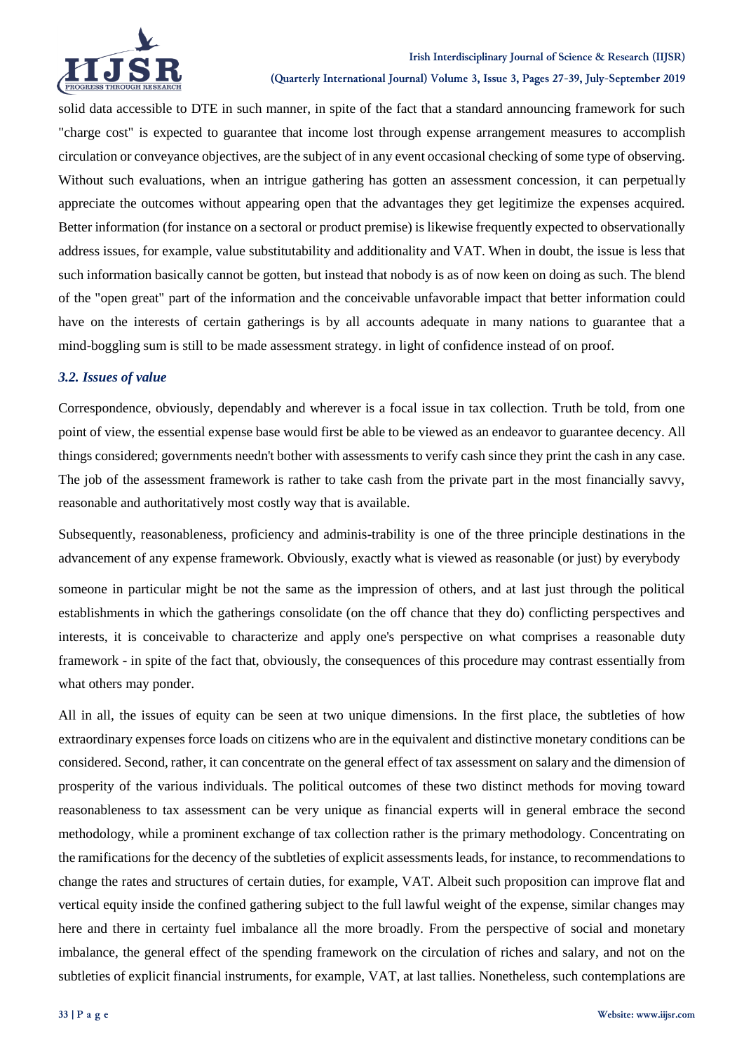solid data accessible to DTE in such manner, in spite of the fact that a standard announcing framework for such "charge cost" is expected to guarantee that income lost through expense arrangement measures to accomplish circulation or conveyance objectives, are the subject of in any event occasional checking of some type of observing. Without such evaluations, when an intrigue gathering has gotten an assessment concession, it can perpetually appreciate the outcomes without appearing open that the advantages they get legitimize the expenses acquired. Better information (for instance on a sectoral or product premise) is likewise frequently expected to observationally address issues, for example, value substitutability and additionality and VAT. When in doubt, the issue is less that such information basically cannot be gotten, but instead that nobody is as of now keen on doing as such. The blend of the "open great" part of the information and the conceivable unfavorable impact that better information could have on the interests of certain gatherings is by all accounts adequate in many nations to guarantee that a mind-boggling sum is still to be made assessment strategy. in light of confidence instead of on proof.

### *3.2. Issues of value*

Correspondence, obviously, dependably and wherever is a focal issue in tax collection. Truth be told, from one point of view, the essential expense base would first be able to be viewed as an endeavor to guarantee decency. All things considered; governments needn't bother with assessments to verify cash since they print the cash in any case. The job of the assessment framework is rather to take cash from the private part in the most financially savvy, reasonable and authoritatively most costly way that is available.

Subsequently, reasonableness, proficiency and adminis-trability is one of the three principle destinations in the advancement of any expense framework. Obviously, exactly what is viewed as reasonable (or just) by everybody

someone in particular might be not the same as the impression of others, and at last just through the political establishments in which the gatherings consolidate (on the off chance that they do) conflicting perspectives and interests, it is conceivable to characterize and apply one's perspective on what comprises a reasonable duty framework - in spite of the fact that, obviously, the consequences of this procedure may contrast essentially from what others may ponder.

All in all, the issues of equity can be seen at two unique dimensions. In the first place, the subtleties of how extraordinary expenses force loads on citizens who are in the equivalent and distinctive monetary conditions can be considered. Second, rather, it can concentrate on the general effect of tax assessment on salary and the dimension of prosperity of the various individuals. The political outcomes of these two distinct methods for moving toward reasonableness to tax assessment can be very unique as financial experts will in general embrace the second methodology, while a prominent exchange of tax collection rather is the primary methodology. Concentrating on the ramifications for the decency of the subtleties of explicit assessments leads, for instance, to recommendations to change the rates and structures of certain duties, for example, VAT. Albeit such proposition can improve flat and vertical equity inside the confined gathering subject to the full lawful weight of the expense, similar changes may here and there in certainty fuel imbalance all the more broadly. From the perspective of social and monetary imbalance, the general effect of the spending framework on the circulation of riches and salary, and not on the subtleties of explicit financial instruments, for example, VAT, at last tallies. Nonetheless, such contemplations are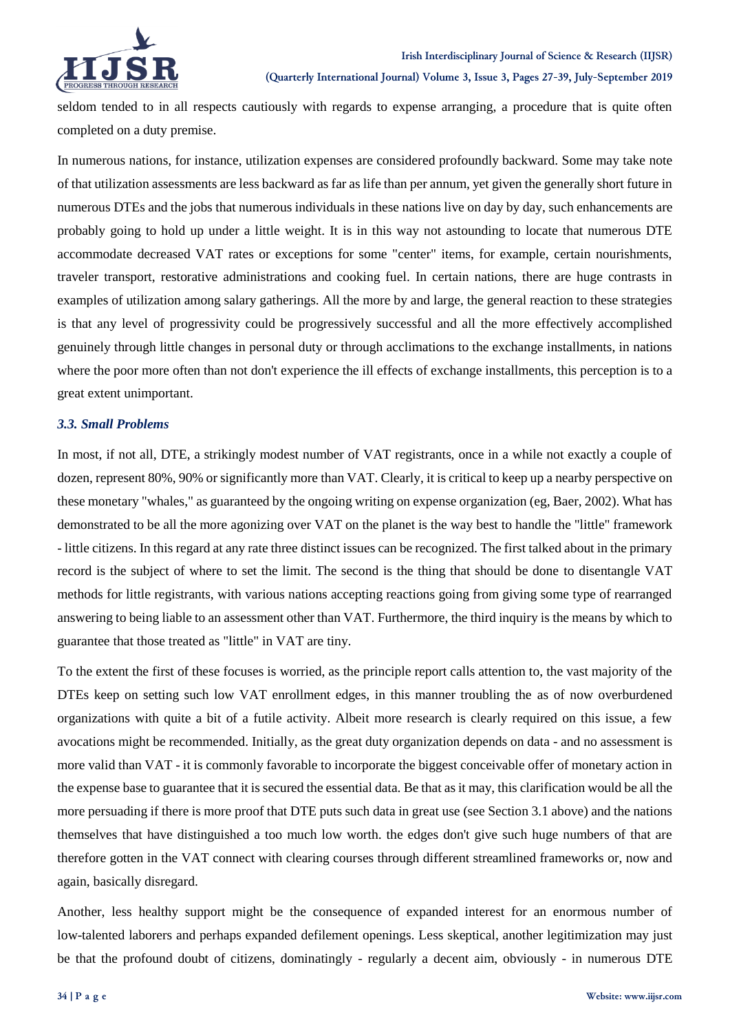seldom tended to in all respects cautiously with regards to expense arranging, a procedure that is quite often completed on a duty premise.

In numerous nations, for instance, utilization expenses are considered profoundly backward. Some may take note of that utilization assessments are less backward as far as life than per annum, yet given the generally short future in numerous DTEs and the jobs that numerous individuals in these nations live on day by day, such enhancements are probably going to hold up under a little weight. It is in this way not astounding to locate that numerous DTE accommodate decreased VAT rates or exceptions for some "center" items, for example, certain nourishments, traveler transport, restorative administrations and cooking fuel. In certain nations, there are huge contrasts in examples of utilization among salary gatherings. All the more by and large, the general reaction to these strategies is that any level of progressivity could be progressively successful and all the more effectively accomplished genuinely through little changes in personal duty or through acclimations to the exchange installments, in nations where the poor more often than not don't experience the ill effects of exchange installments, this perception is to a great extent unimportant.

### *3.3. Small Problems*

In most, if not all, DTE, a strikingly modest number of VAT registrants, once in a while not exactly a couple of dozen, represent 80%, 90% or significantly more than VAT. Clearly, it is critical to keep up a nearby perspective on these monetary "whales," as guaranteed by the ongoing writing on expense organization (eg, Baer, 2002). What has demonstrated to be all the more agonizing over VAT on the planet is the way best to handle the "little" framework - little citizens. In this regard at any rate three distinct issues can be recognized. The first talked about in the primary record is the subject of where to set the limit. The second is the thing that should be done to disentangle VAT methods for little registrants, with various nations accepting reactions going from giving some type of rearranged answering to being liable to an assessment other than VAT. Furthermore, the third inquiry is the means by which to guarantee that those treated as "little" in VAT are tiny.

To the extent the first of these focuses is worried, as the principle report calls attention to, the vast majority of the DTEs keep on setting such low VAT enrollment edges, in this manner troubling the as of now overburdened organizations with quite a bit of a futile activity. Albeit more research is clearly required on this issue, a few avocations might be recommended. Initially, as the great duty organization depends on data - and no assessment is more valid than VAT - it is commonly favorable to incorporate the biggest conceivable offer of monetary action in the expense base to guarantee that it is secured the essential data. Be that as it may, this clarification would be all the more persuading if there is more proof that DTE puts such data in great use (see Section 3.1 above) and the nations themselves that have distinguished a too much low worth. the edges don't give such huge numbers of that are therefore gotten in the VAT connect with clearing courses through different streamlined frameworks or, now and again, basically disregard.

Another, less healthy support might be the consequence of expanded interest for an enormous number of low-talented laborers and perhaps expanded defilement openings. Less skeptical, another legitimization may just be that the profound doubt of citizens, dominatingly - regularly a decent aim, obviously - in numerous DTE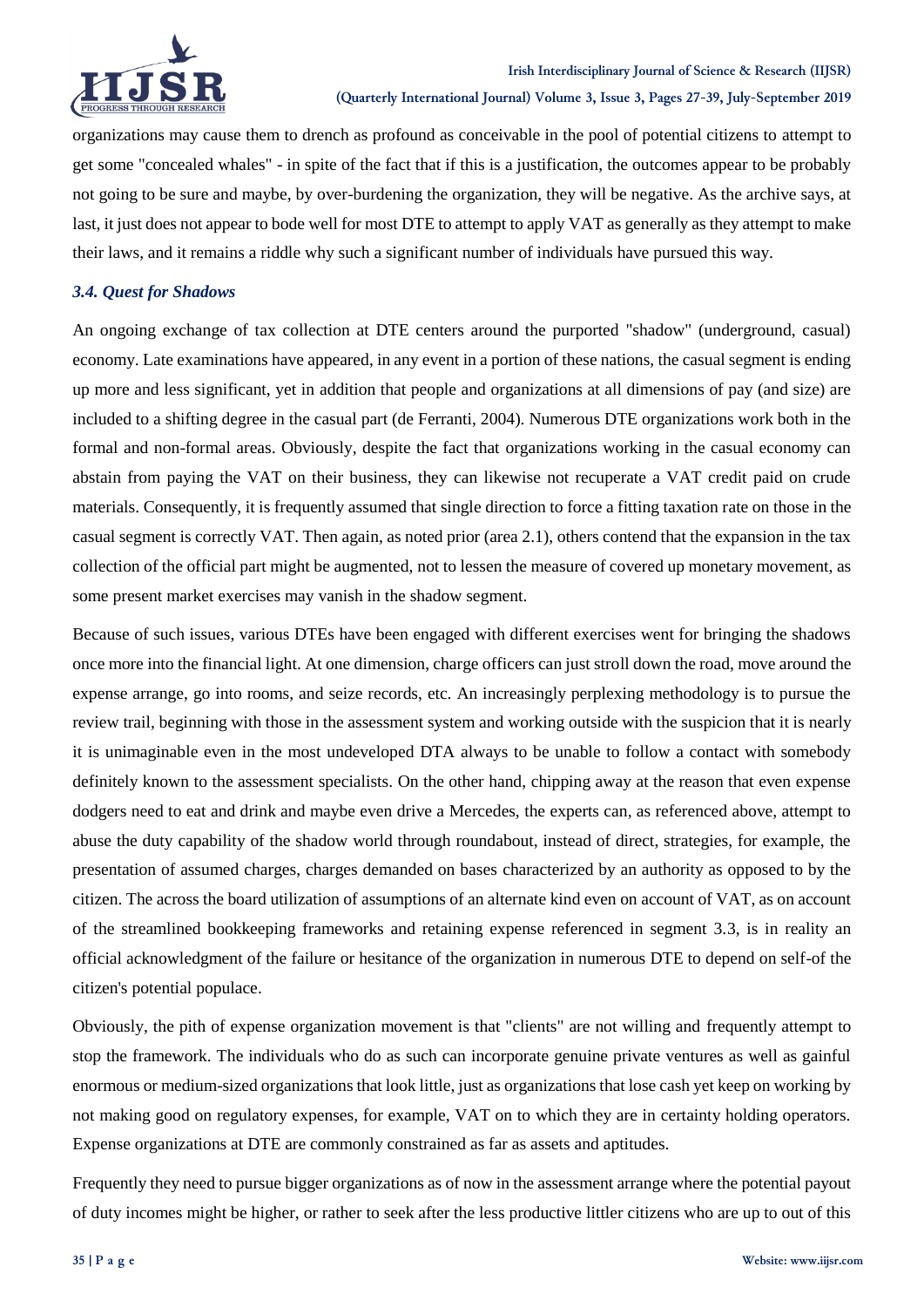organizations may cause them to drench as profound as conceivable in the pool of potential citizens to attempt to get some "concealed whales" - in spite of the fact that if this is a justification, the outcomes appear to be probably not going to be sure and maybe, by over-burdening the organization, they will be negative. As the archive says, at last, it just does not appear to bode well for most DTE to attempt to apply VAT as generally as they attempt to make their laws, and it remains a riddle why such a significant number of individuals have pursued this way.

### *3.4. Quest for Shadows*

An ongoing exchange of tax collection at DTE centers around the purported "shadow" (underground, casual) economy. Late examinations have appeared, in any event in a portion of these nations, the casual segment is ending up more and less significant, yet in addition that people and organizations at all dimensions of pay (and size) are included to a shifting degree in the casual part (de Ferranti, 2004). Numerous DTE organizations work both in the formal and non-formal areas. Obviously, despite the fact that organizations working in the casual economy can abstain from paying the VAT on their business, they can likewise not recuperate a VAT credit paid on crude materials. Consequently, it is frequently assumed that single direction to force a fitting taxation rate on those in the casual segment is correctly VAT. Then again, as noted prior (area 2.1), others contend that the expansion in the tax collection of the official part might be augmented, not to lessen the measure of covered up monetary movement, as some present market exercises may vanish in the shadow segment.

Because of such issues, various DTEs have been engaged with different exercises went for bringing the shadows once more into the financial light. At one dimension, charge officers can just stroll down the road, move around the expense arrange, go into rooms, and seize records, etc. An increasingly perplexing methodology is to pursue the review trail, beginning with those in the assessment system and working outside with the suspicion that it is nearly it is unimaginable even in the most undeveloped DTA always to be unable to follow a contact with somebody definitely known to the assessment specialists. On the other hand, chipping away at the reason that even expense dodgers need to eat and drink and maybe even drive a Mercedes, the experts can, as referenced above, attempt to abuse the duty capability of the shadow world through roundabout, instead of direct, strategies, for example, the presentation of assumed charges, charges demanded on bases characterized by an authority as opposed to by the citizen. The across the board utilization of assumptions of an alternate kind even on account of VAT, as on account of the streamlined bookkeeping frameworks and retaining expense referenced in segment 3.3, is in reality an official acknowledgment of the failure or hesitance of the organization in numerous DTE to depend on self-of the citizen's potential populace.

Obviously, the pith of expense organization movement is that "clients" are not willing and frequently attempt to stop the framework. The individuals who do as such can incorporate genuine private ventures as well as gainful enormous or medium-sized organizations that look little, just as organizations that lose cash yet keep on working by not making good on regulatory expenses, for example, VAT on to which they are in certainty holding operators. Expense organizations at DTE are commonly constrained as far as assets and aptitudes.

Frequently they need to pursue bigger organizations as of now in the assessment arrange where the potential payout of duty incomes might be higher, or rather to seek after the less productive littler citizens who are up to out of this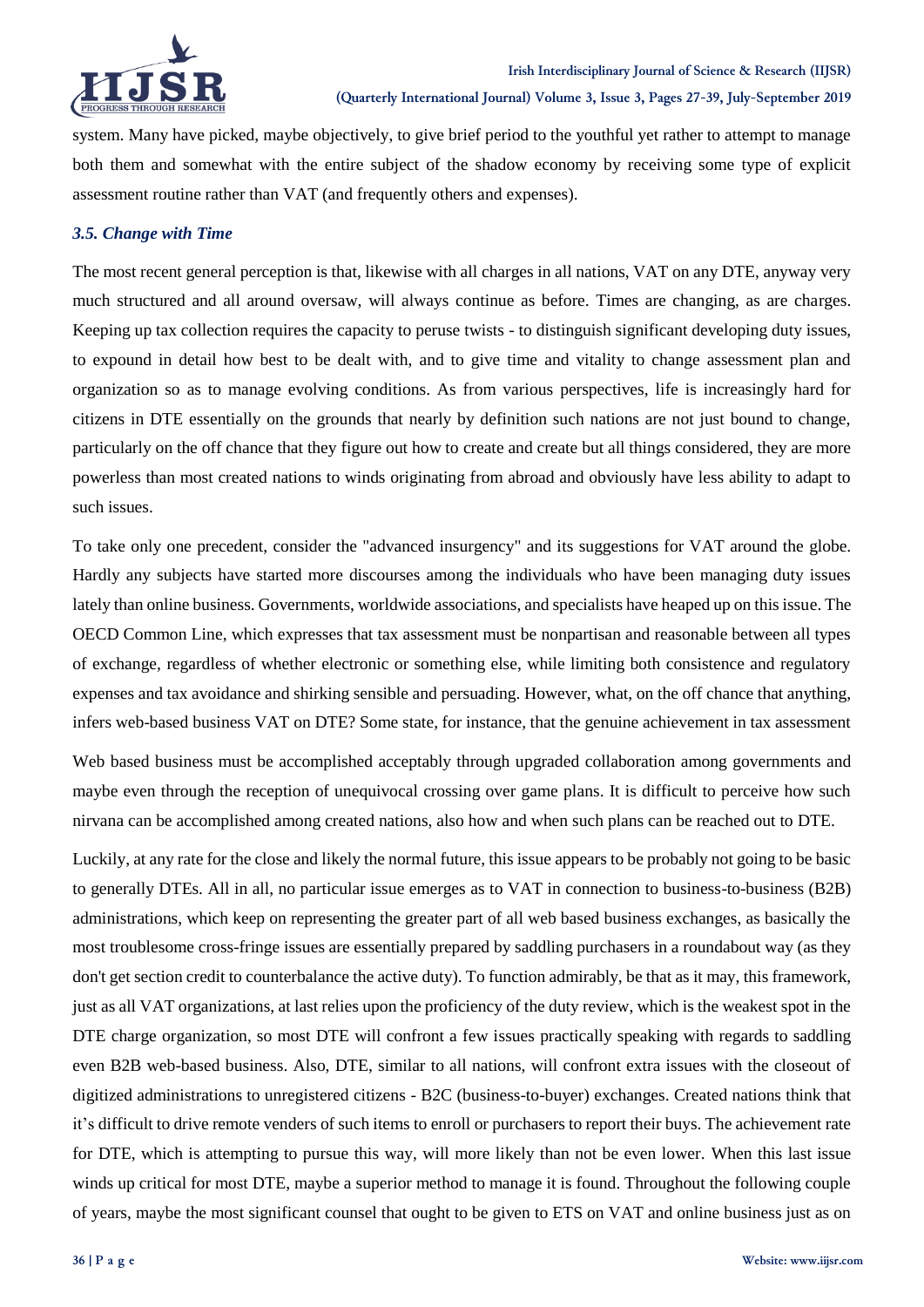system. Many have picked, maybe objectively, to give brief period to the youthful yet rather to attempt to manage both them and somewhat with the entire subject of the shadow economy by receiving some type of explicit assessment routine rather than VAT (and frequently others and expenses).

### *3.5. Change with Time*

The most recent general perception is that, likewise with all charges in all nations, VAT on any DTE, anyway very much structured and all around oversaw, will always continue as before. Times are changing, as are charges. Keeping up tax collection requires the capacity to peruse twists - to distinguish significant developing duty issues, to expound in detail how best to be dealt with, and to give time and vitality to change assessment plan and organization so as to manage evolving conditions. As from various perspectives, life is increasingly hard for citizens in DTE essentially on the grounds that nearly by definition such nations are not just bound to change, particularly on the off chance that they figure out how to create and create but all things considered, they are more powerless than most created nations to winds originating from abroad and obviously have less ability to adapt to such issues.

To take only one precedent, consider the "advanced insurgency" and its suggestions for VAT around the globe. Hardly any subjects have started more discourses among the individuals who have been managing duty issues lately than online business. Governments, worldwide associations, and specialists have heaped up on this issue. The OECD Common Line, which expresses that tax assessment must be nonpartisan and reasonable between all types of exchange, regardless of whether electronic or something else, while limiting both consistence and regulatory expenses and tax avoidance and shirking sensible and persuading. However, what, on the off chance that anything, infers web-based business VAT on DTE? Some state, for instance, that the genuine achievement in tax assessment

Web based business must be accomplished acceptably through upgraded collaboration among governments and maybe even through the reception of unequivocal crossing over game plans. It is difficult to perceive how such nirvana can be accomplished among created nations, also how and when such plans can be reached out to DTE.

Luckily, at any rate for the close and likely the normal future, this issue appears to be probably not going to be basic to generally DTEs. All in all, no particular issue emerges as to VAT in connection to business-to-business (B2B) administrations, which keep on representing the greater part of all web based business exchanges, as basically the most troublesome cross-fringe issues are essentially prepared by saddling purchasers in a roundabout way (as they don't get section credit to counterbalance the active duty). To function admirably, be that as it may, this framework, just as all VAT organizations, at last relies upon the proficiency of the duty review, which is the weakest spot in the DTE charge organization, so most DTE will confront a few issues practically speaking with regards to saddling even B2B web-based business. Also, DTE, similar to all nations, will confront extra issues with the closeout of digitized administrations to unregistered citizens - B2C (business-to-buyer) exchanges. Created nations think that it's difficult to drive remote venders of such items to enroll or purchasers to report their buys. The achievement rate for DTE, which is attempting to pursue this way, will more likely than not be even lower. When this last issue winds up critical for most DTE, maybe a superior method to manage it is found. Throughout the following couple of years, maybe the most significant counsel that ought to be given to ETS on VAT and online business just as on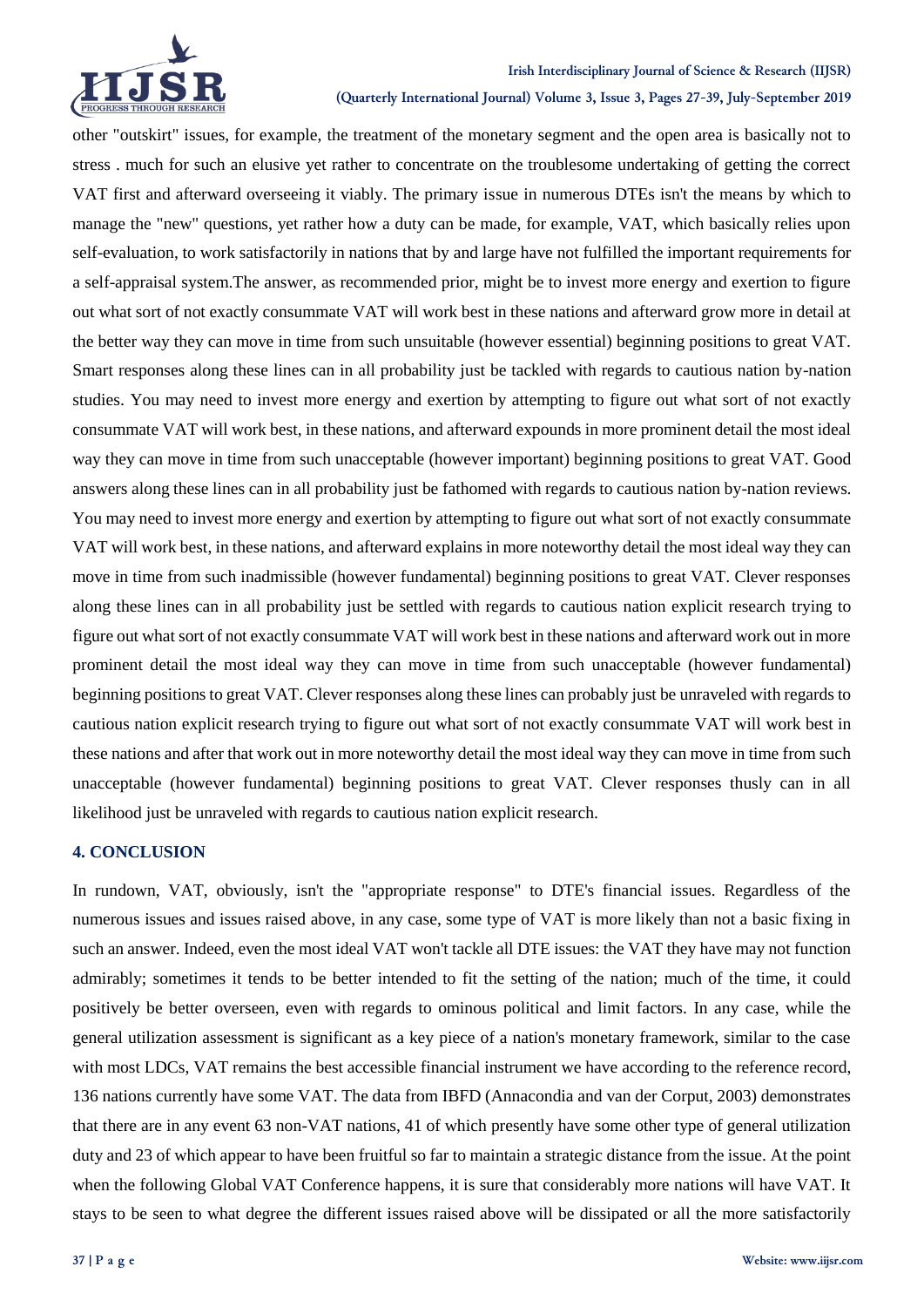other "outskirt" issues, for example, the treatment of the monetary segment and the open area is basically not to stress . much for such an elusive yet rather to concentrate on the troublesome undertaking of getting the correct VAT first and afterward overseeing it viably. The primary issue in numerous DTEs isn't the means by which to manage the "new" questions, yet rather how a duty can be made, for example, VAT, which basically relies upon self-evaluation, to work satisfactorily in nations that by and large have not fulfilled the important requirements for a self-appraisal system.The answer, as recommended prior, might be to invest more energy and exertion to figure out what sort of not exactly consummate VAT will work best in these nations and afterward grow more in detail at the better way they can move in time from such unsuitable (however essential) beginning positions to great VAT. Smart responses along these lines can in all probability just be tackled with regards to cautious nation by-nation studies. You may need to invest more energy and exertion by attempting to figure out what sort of not exactly consummate VAT will work best, in these nations, and afterward expounds in more prominent detail the most ideal way they can move in time from such unacceptable (however important) beginning positions to great VAT. Good answers along these lines can in all probability just be fathomed with regards to cautious nation by-nation reviews. You may need to invest more energy and exertion by attempting to figure out what sort of not exactly consummate VAT will work best, in these nations, and afterward explains in more noteworthy detail the most ideal way they can move in time from such inadmissible (however fundamental) beginning positions to great VAT. Clever responses along these lines can in all probability just be settled with regards to cautious nation explicit research trying to figure out what sort of not exactly consummate VAT will work best in these nations and afterward work out in more prominent detail the most ideal way they can move in time from such unacceptable (however fundamental) beginning positions to great VAT. Clever responses along these lines can probably just be unraveled with regards to cautious nation explicit research trying to figure out what sort of not exactly consummate VAT will work best in these nations and after that work out in more noteworthy detail the most ideal way they can move in time from such unacceptable (however fundamental) beginning positions to great VAT. Clever responses thusly can in all likelihood just be unraveled with regards to cautious nation explicit research.

## 4. CONCLUSION

In rundown, VAT, obviously, isn't the "appropriate response" to DTE's financial issues. Regardless of the numerous issues and issues raised above, in any case, some type of VAT is more likely than not a basic fixing in such an answer. Indeed, even the most ideal VAT won't tackle all DTE issues: the VAT they have may not function admirably; sometimes it tends to be better intended to fit the setting of the nation; much of the time, it could positively be better overseen, even with regards to ominous political and limit factors. In any case, while the general utilization assessment is significant as a key piece of a nation's monetary framework, similar to the case with most LDCs, VAT remains the best accessible financial instrument we have according to the reference record, 136 nations currently have some VAT. The data from IBFD (Annacondia and van der Corput, 2003) demonstrates that there are in any event 63 non-VAT nations, 41 of which presently have some other type of general utilization duty and 23 of which appear to have been fruitful so far to maintain a strategic distance from the issue. At the point when the following Global VAT Conference happens, it is sure that considerably more nations will have VAT. It stays to be seen to what degree the different issues raised above will be dissipated or all the more satisfactorily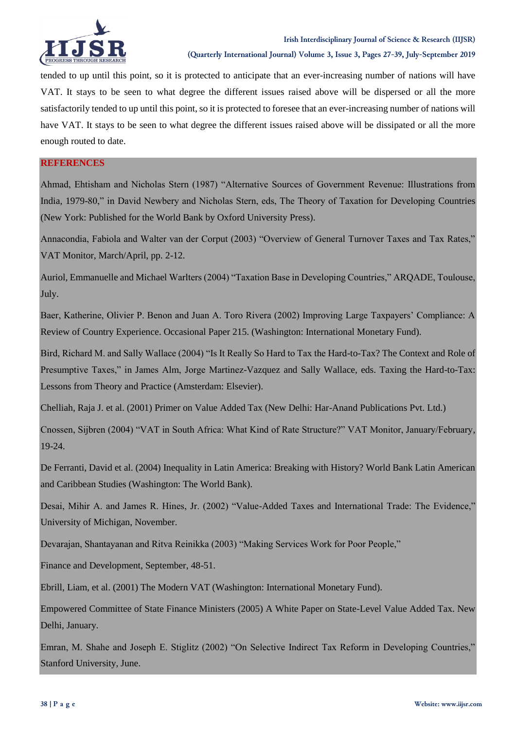tended to up until this point, so it is protected to anticipate that an ever-increasing number of nations will have VAT. It stays to be seen to what degree the different issues raised above will be dispersed or all the more satisfactorily tended to up until this point, so it is protected to foresee that an ever-increasing number of nations will have VAT. It stays to be seen to what degree the different issues raised above will be dissipated or all the more enough routed to date.

## REFERENCES

Ahmad, Ehtisham and Nicholas Stern (1987) "Alternative Sources of Government Revenue: Illustrations from India, 1979-80," in David Newbery and Nicholas Stern, eds, The Theory of Taxation for Developing Countries (New York: Published for the World Bank by Oxford University Press).

Annacondia, Fabiola and Walter van der Corput (2003) "Overview of General Turnover Taxes and Tax Rates," VAT Monitor, March/April, pp. 2-12.

Auriol, Emmanuelle and Michael Warlters (2004) "Taxation Base in Developing Countries," ARQADE, Toulouse, July.

Baer, Katherine, Olivier P. Benon and Juan A. Toro Rivera (2002) Improving Large Taxpayers' Compliance: A Review of Country Experience. Occasional Paper 215. (Washington: International Monetary Fund).

Bird, Richard M. and Sally Wallace (2004) "Is It Really So Hard to Tax the Hard-to-Tax? The Context and Role of Presumptive Taxes," in James Alm, Jorge Martinez-Vazquez and Sally Wallace, eds. Taxing the Hard-to-Tax: Lessons from Theory and Practice (Amsterdam: Elsevier).

Chelliah, Raja J. et al. (2001) Primer on Value Added Tax (New Delhi: Har-Anand Publications Pvt. Ltd.)

Cnossen, Sijbren (2004) "VAT in South Africa: What Kind of Rate Structure?" VAT Monitor, January/February, 19-24.

De Ferranti, David et al. (2004) Inequality in Latin America: Breaking with History? World Bank Latin American and Caribbean Studies (Washington: The World Bank).

Desai, Mihir A. and James R. Hines, Jr. (2002) "Value-Added Taxes and International Trade: The Evidence," University of Michigan, November.

Devarajan, Shantayanan and Ritva Reinikka (2003) "Making Services Work for Poor People,"

Finance and Development, September, 48-51.

Ebrill, Liam, et al. (2001) The Modern VAT (Washington: International Monetary Fund).

Empowered Committee of State Finance Ministers (2005) A White Paper on State-Level Value Added Tax. New Delhi, January.

Emran, M. Shahe and Joseph E. Stiglitz (2002) "On Selective Indirect Tax Reform in Developing Countries," Stanford University, June.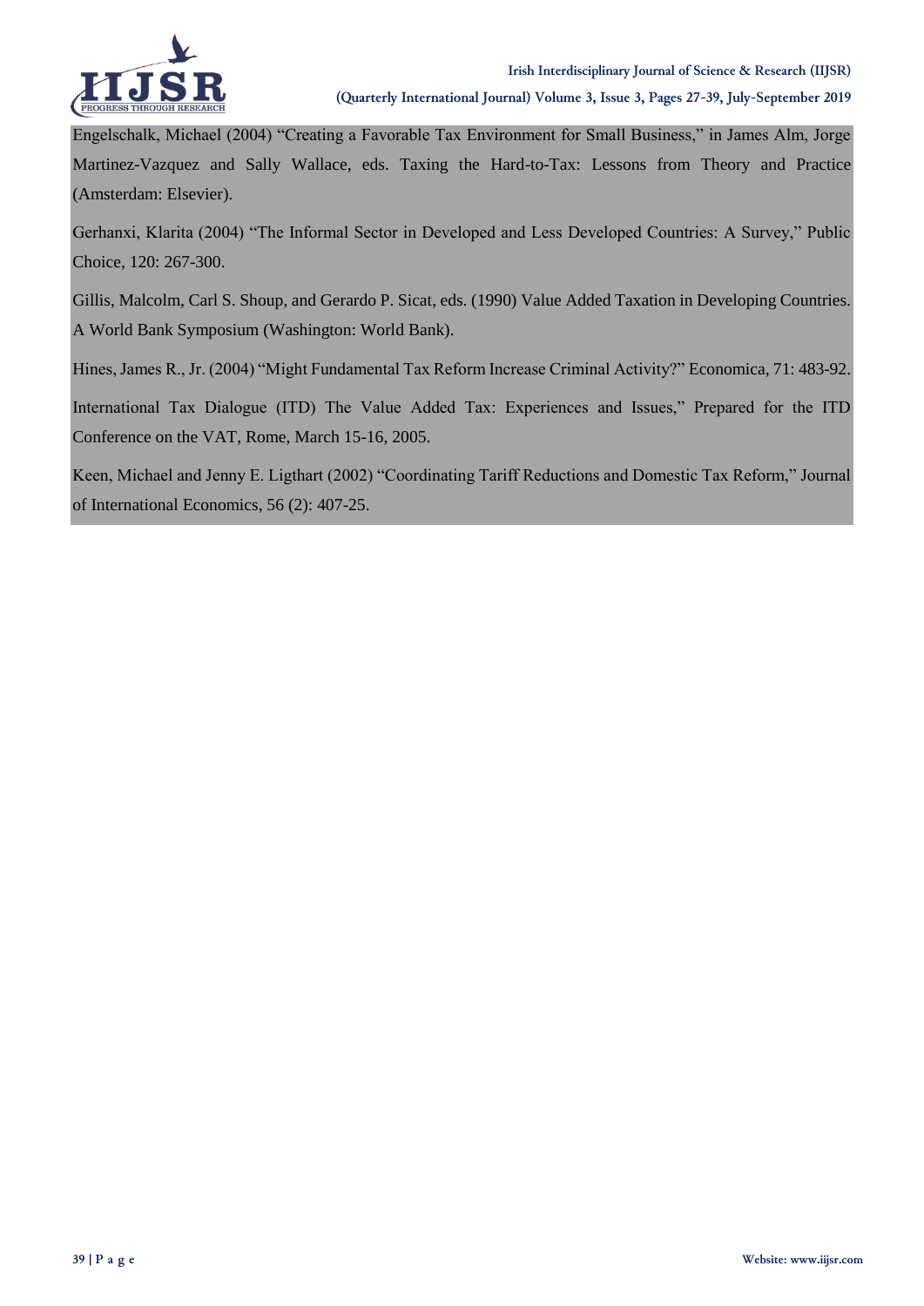Engelschalk, Michael (2004) "Creating a Favorable Tax Environment for Small Business," in James Alm, Jorge Martinez-Vazquez and Sally Wallace, eds. Taxing the Hard-to-Tax: Lessons from Theory and Practice (Amsterdam: Elsevier).

Gerhanxi, Klarita (2004) "The Informal Sector in Developed and Less Developed Countries: A Survey," Public Choice, 120: 267-300.

Gillis, Malcolm, Carl S. Shoup, and Gerardo P. Sicat, eds. (1990) Value Added Taxation in Developing Countries. A World Bank Symposium (Washington: World Bank).

Hines, James R., Jr. (2004) "Might Fundamental Tax Reform Increase Criminal Activity?" Economica, 71: 483-92.

International Tax Dialogue (ITD) The Value Added Tax: Experiences and Issues," Prepared for the ITD Conference on the VAT, Rome, March 15-16, 2005.

Keen, Michael and Jenny E. Ligthart (2002) "Coordinating Tariff Reductions and Domestic Tax Reform," Journal of International Economics, 56 (2): 407-25.